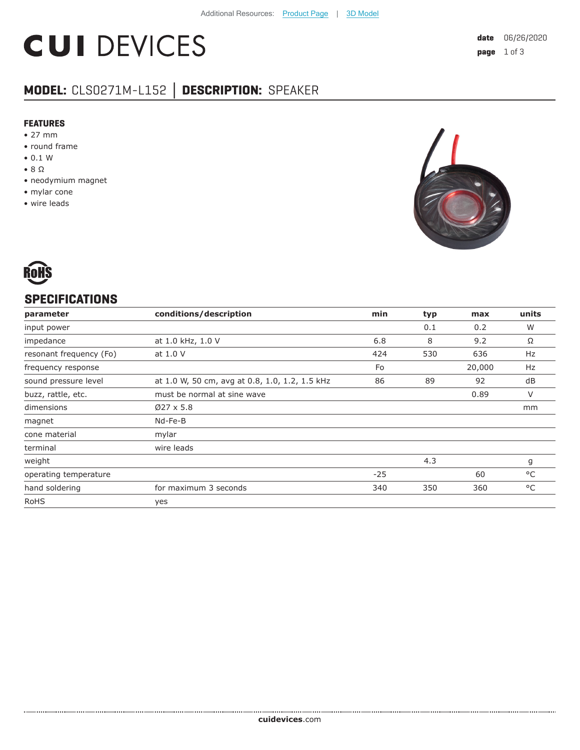Additional Resources: Product Page | 3D Model

# CUI DEVICES

**date** 06/26/2020

## MODEL: CLS0271M-L152 | DESCRIPTION: SPEAKER

### FEATURES

- 27 mm
- round frame
- 0.1 W
- 8 Ω
- neodymium magnet
- mylar cone
- wire leads

## SPECIFICATIONS

| parameter | conditions/description | min | typ | max | units |
|---|---|---|---|---|---|
| input power | | | 0.1 | 0.2 | W |
| impedance | at 1.0 kHz, 1.0 V | 6.8 | 8 | 9.2 | Ω |
| resonant frequency (Fo) | at 1.0 V | 424 | 530 | 636 | Hz |
| frequency response | | Fo | | 20,000 | Hz |
| sound pressure level | at 1.0 W, 50 cm, avg at 0.8, 1.0, 1.2, 1.5 kHz | 86 | 89 | 92 | dB |
| buzz, rattle, etc. | must be normal at sine wave | | | 0.89 | V |
| dimensions | Ø27 x 5.8 | | | | mm |
| magnet | Nd-Fe-B | | | | |
| cone material | mylar | | | | |
| terminal | wire leads | | | | |
| weight | | | 4.3 | | g |
| operating temperature | | -25 | | 60 | °C |
| hand soldering | for maximum 3 seconds | 340 | 350 | 360 | °C |
| RoHS | yes | | | | |

**cuidevices**.com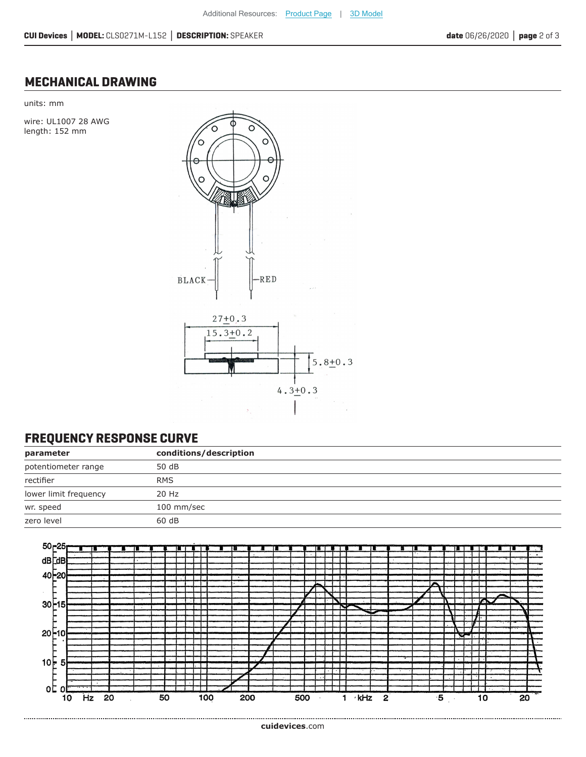## MECHANICAL DRAWING

units: mm

wire: UL1007 28 AWG
length: 152 mm

## FREQUENCY RESPONSE CURVE

| parameter | conditions/description |
| --- | --- |
| potentiometer range | 50 dB |
| rectifier | RMS |
| lower limit frequency | 20 Hz |
| wr. speed | 100 mm/sec |
| zero level | 60 dB |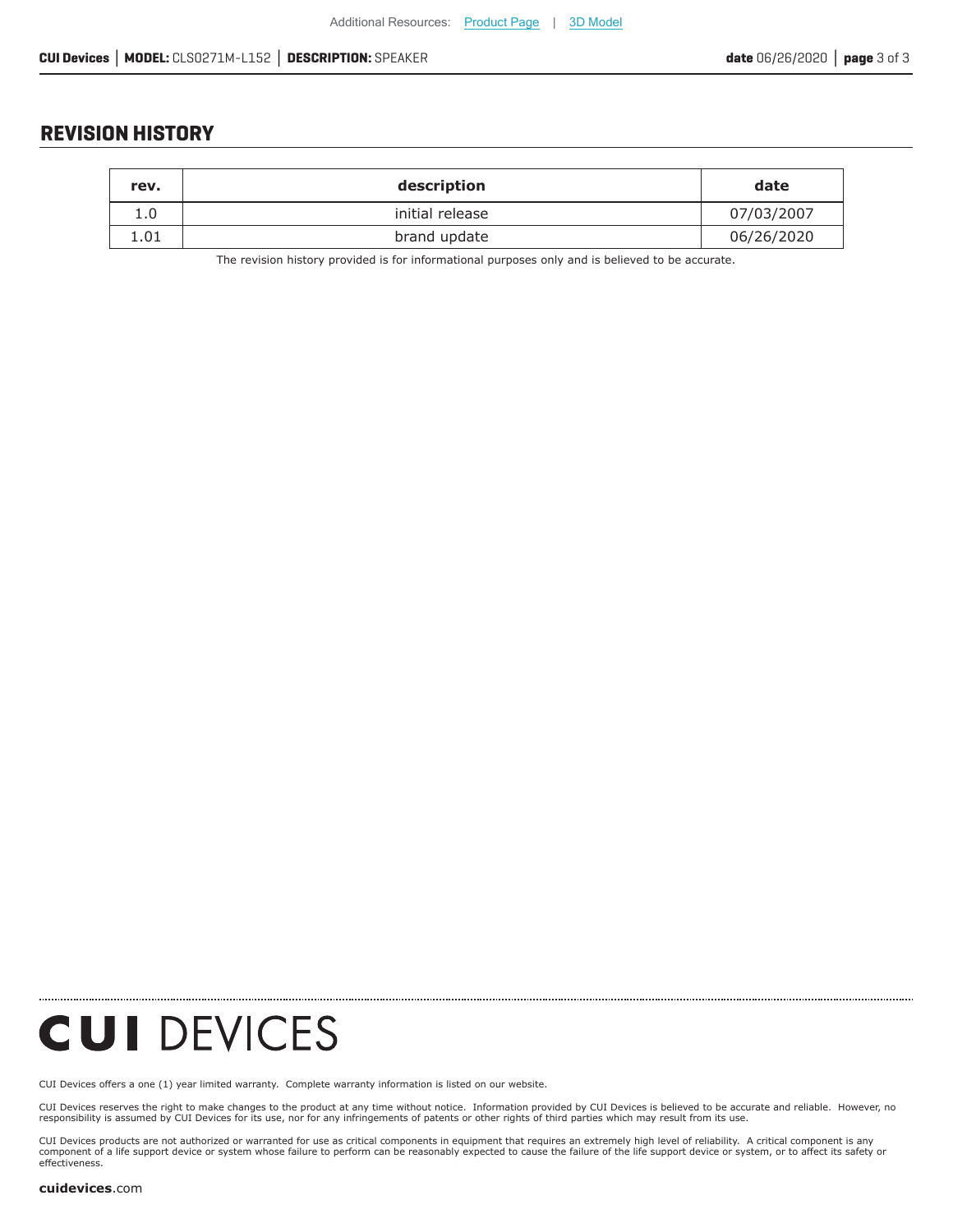## REVISION HISTORY

| rev. | description | date |
| --- | --- | --- |
| 1.0 | initial release | 07/03/2007 |
| 1.01 | brand update | 06/26/2020 |

The revision history provided is for informational purposes only and is believed to be accurate.

**CUI** DEVICES

CUI Devices offers a one (1) year limited warranty. Complete warranty information is listed on our website.

CUI Devices reserves the right to make changes to the product at any time without notice. Information provided by CUI Devices is believed to be accurate and reliable. However, no responsibility is assumed by CUI Devices for its use, nor for any infringements of patents or other rights of third parties which may result from its use.

CUI Devices products are not authorized or warranted for use as critical components in equipment that requires an extremely high level of reliability. A critical component is any component of a life support device or system whose failure to perform can be reasonably expected to cause the failure of the life support device or system, or to affect its safety or effectiveness.

**cuidevices**.com